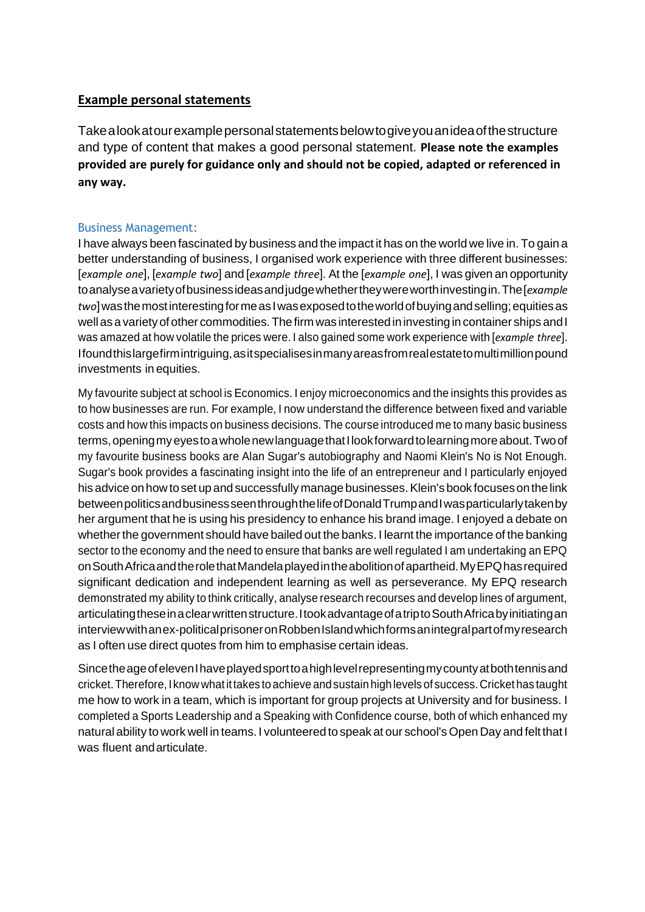## Example personal statements

Take a look at our example personal statements below to give you an idea of the structure and type of content that makes a good personal statement. **Please note the examples provided are purely for guidance only and should not be copied, adapted or referenced in any way.**

### Business Management:

I have always been fascinated by business and the impact it has on the world we live in. To gain a better understanding of business, I organised work experience with three different businesses: [*example one*], [*example two*] and [*example three*]. At the [*example one*], I was given an opportunity to analyse a variety of business ideas and judge whether they were worth investing in. The [*example two*] was the most interesting for me as I was exposed to the world of buying and selling; equities as well as a variety of other commodities. The firm was interested in investing in container ships and I was amazed at how volatile the prices were. I also gained some work experience with [*example three*]. I found this large firm intriguing, as it specialises in many areas from real estate to multimillion pound investments in equities.

My favourite subject at school is Economics. I enjoy microeconomics and the insights this provides as to how businesses are run. For example, I now understand the difference between fixed and variable costs and how this impacts on business decisions. The course introduced me to many basic business terms, opening my eyes to a whole new language that I look forward to learning more about. Two of my favourite business books are Alan Sugar's autobiography and Naomi Klein's No is Not Enough. Sugar's book provides a fascinating insight into the life of an entrepreneur and I particularly enjoyed his advice on how to set up and successfully manage businesses. Klein's book focuses on the link between politics and business seen through the life of Donald Trump and I was particularly taken by her argument that he is using his presidency to enhance his brand image. I enjoyed a debate on whether the government should have bailed out the banks. I learnt the importance of the banking sector to the economy and the need to ensure that banks are well regulated I am undertaking an EPQ on South Africa and the role that Mandela played in the abolition of apartheid. My EPQ has required significant dedication and independent learning as well as perseverance. My EPQ research demonstrated my ability to think critically, analyse research recourses and develop lines of argument, articulating these in a clear written structure. I took advantage of a trip to South Africa by initiating an interview with an ex-political prisoner on Robben Island which forms an integral part of my research as I often use direct quotes from him to emphasise certain ideas.

Since the age of eleven I have played sport to a high level representing my county at both tennis and cricket. Therefore, I know what it takes to achieve and sustain high levels of success. Cricket has taught me how to work in a team, which is important for group projects at University and for business. I completed a Sports Leadership and a Speaking with Confidence course, both of which enhanced my natural ability to work well in teams. I volunteered to speak at our school's Open Day and felt that I was fluent and articulate.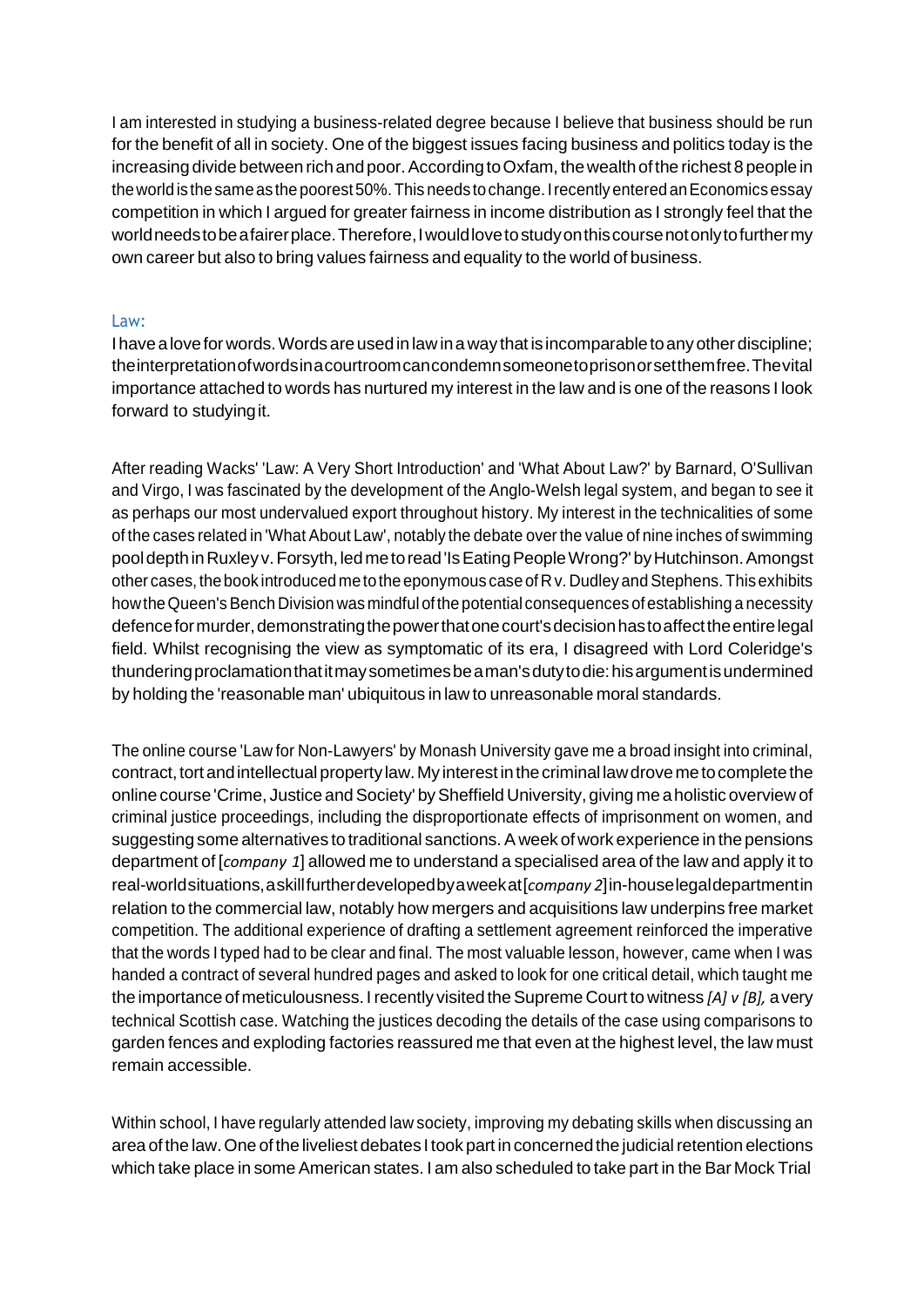I am interested in studying a business-related degree because I believe that business should be run for the benefit of all in society. One of the biggest issues facing business and politics today is the increasing divide between rich and poor. According to Oxfam, the wealth of the richest 8 people in the world is the same as the poorest 50%. This needs to change. I recently entered an Economics essay competition in which I argued for greater fairness in income distribution as I strongly feel that the world needs to be a fairer place. Therefore, I would love to study on this course not only to further my own career but also to bring values fairness and equality to the world of business.

## Law:

I have a love for words. Words are used in law in a way that is incomparable to any other discipline; the interpretation of words in a courtroom can condemn someone to prison or set them free. The vital importance attached to words has nurtured my interest in the law and is one of the reasons I look forward to studying it.

After reading Wacks' 'Law: A Very Short Introduction' and 'What About Law?' by Barnard, O'Sullivan and Virgo, I was fascinated by the development of the Anglo-Welsh legal system, and began to see it as perhaps our most undervalued export throughout history. My interest in the technicalities of some of the cases related in 'What About Law', notably the debate over the value of nine inches of swimming pool depth in Ruxley v. Forsyth, led me to read 'Is Eating People Wrong?' by Hutchinson. Amongst other cases, the book introduced me to the eponymous case of R v. Dudley and Stephens. This exhibits how the Queen's Bench Division was mindful of the potential consequences of establishing a necessity defence for murder, demonstrating the power that one court's decision has to affect the entire legal field. Whilst recognising the view as symptomatic of its era, I disagreed with Lord Coleridge's thundering proclamation that it may sometimes be a man's duty to die: his argument is undermined by holding the 'reasonable man' ubiquitous in law to unreasonable moral standards.

The online course 'Law for Non-Lawyers' by Monash University gave me a broad insight into criminal, contract, tort and intellectual property law. My interest in the criminal law drove me to complete the online course 'Crime, Justice and Society' by Sheffield University, giving me a holistic overview of criminal justice proceedings, including the disproportionate effects of imprisonment on women, and suggesting some alternatives to traditional sanctions. A week of work experience in the pensions department of [*company 1*] allowed me to understand a specialised area of the law and apply it to real-world situations, a skill further developed by a week at [*company 2*] in-house legal department in relation to the commercial law, notably how mergers and acquisitions law underpins free market competition. The additional experience of drafting a settlement agreement reinforced the imperative that the words I typed had to be clear and final. The most valuable lesson, however, came when I was handed a contract of several hundred pages and asked to look for one critical detail, which taught me the importance of meticulousness. I recently visited the Supreme Court to witness *[A] v [B],* a very technical Scottish case. Watching the justices decoding the details of the case using comparisons to garden fences and exploding factories reassured me that even at the highest level, the law must remain accessible.

Within school, I have regularly attended law society, improving my debating skills when discussing an area of the law. One of the liveliest debates I took part in concerned the judicial retention elections which take place in some American states. I am also scheduled to take part in the Bar Mock Trial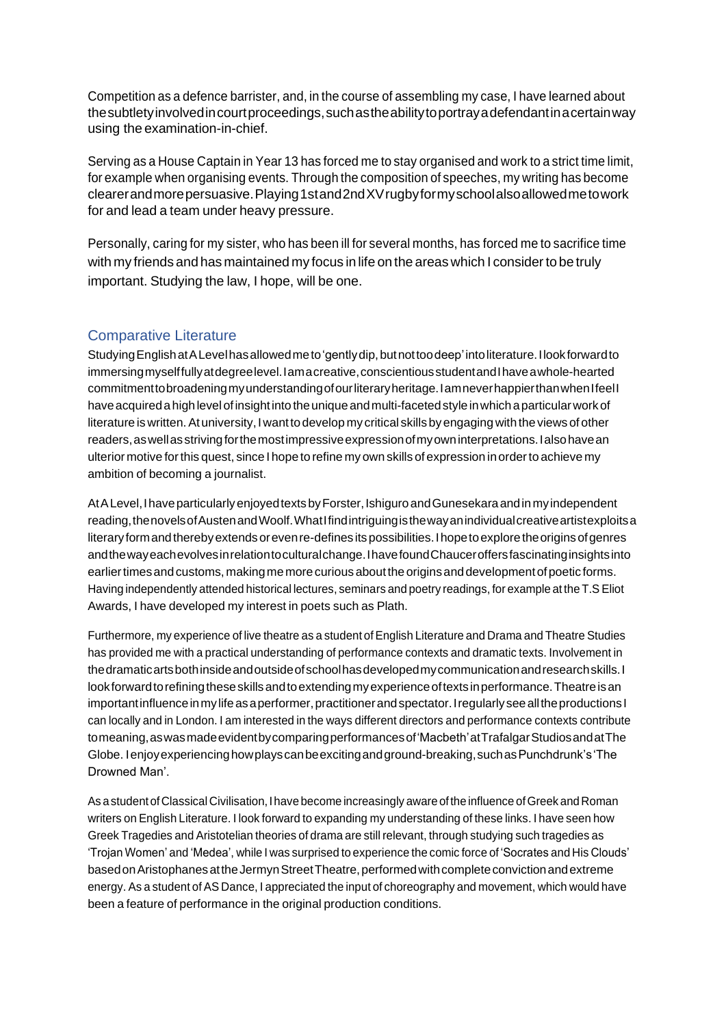Competition as a defence barrister, and, in the course of assembling my case, I have learned about the subtlety involved in court proceedings, such as the ability to portray a defendant in a certain way using the examination-in-chief.

Serving as a House Captain in Year 13 has forced me to stay organised and work to a strict time limit, for example when organising events. Through the composition of speeches, my writing has become clearer and more persuasive. Playing 1st and 2nd XV rugby for my school also allowed me to work for and lead a team under heavy pressure.

Personally, caring for my sister, who has been ill for several months, has forced me to sacrifice time with my friends and has maintained my focus in life on the areas which I consider to be truly important. Studying the law, I hope, will be one.

## Comparative Literature

Studying English at A Level has allowed me to 'gently dip, but not too deep' into literature. I look forward to immersing myself fully at degree level. I am a creative, conscientious student and I have a whole-hearted commitment to broadening my understanding of our literary heritage. I am never happier than when I feel I have acquired a high level of insight into the unique and multi-faceted style in which a particular work of literature is written. At university, I want to develop my critical skills by engaging with the views of other readers, as well as striving for the most impressive expression of my own interpretations. I also have an ulterior motive for this quest, since I hope to refine my own skills of expression in order to achieve my ambition of becoming a journalist.

At A Level, I have particularly enjoyed texts by Forster, Ishiguro and Gunesekara and in my independent reading, the novels of Austen and Woolf. What I find intriguing is the way an individual creative artist exploits a literary form and thereby extends or even re-defines its possibilities. I hope to explore the origins of genres and the way each evolves in relation to cultural change. I have found Chaucer offers fascinating insights into earlier times and customs, making me more curious about the origins and development of poetic forms. Having independently attended historical lectures, seminars and poetry readings, for example at the T.S Eliot Awards, I have developed my interest in poets such as Plath.

Furthermore, my experience of live theatre as a student of English Literature and Drama and Theatre Studies has provided me with a practical understanding of performance contexts and dramatic texts. Involvement in the dramatic arts both inside and outside of school has developed my communication and research skills. I look forward to refining these skills and to extending my experience of texts in performance. Theatre is an important influence in my life as a performer, practitioner and spectator. I regularly see all the productions I can locally and in London. I am interested in the ways different directors and performance contexts contribute to meaning, as was made evident by comparing performances of 'Macbeth' at Trafalgar Studios and at The Globe. I enjoy experiencing how plays can be exciting and ground-breaking, such as Punchdrunk's 'The Drowned Man'.

As a student of Classical Civilisation, I have become increasingly aware of the influence of Greek and Roman writers on English Literature. I look forward to expanding my understanding of these links. I have seen how Greek Tragedies and Aristotelian theories of drama are still relevant, through studying such tragedies as 'Trojan Women' and 'Medea', while I was surprised to experience the comic force of 'Socrates and His Clouds' based on Aristophanes at the Jermyn Street Theatre, performed with complete conviction and extreme energy. As a student of AS Dance, I appreciated the input of choreography and movement, which would have been a feature of performance in the original production conditions.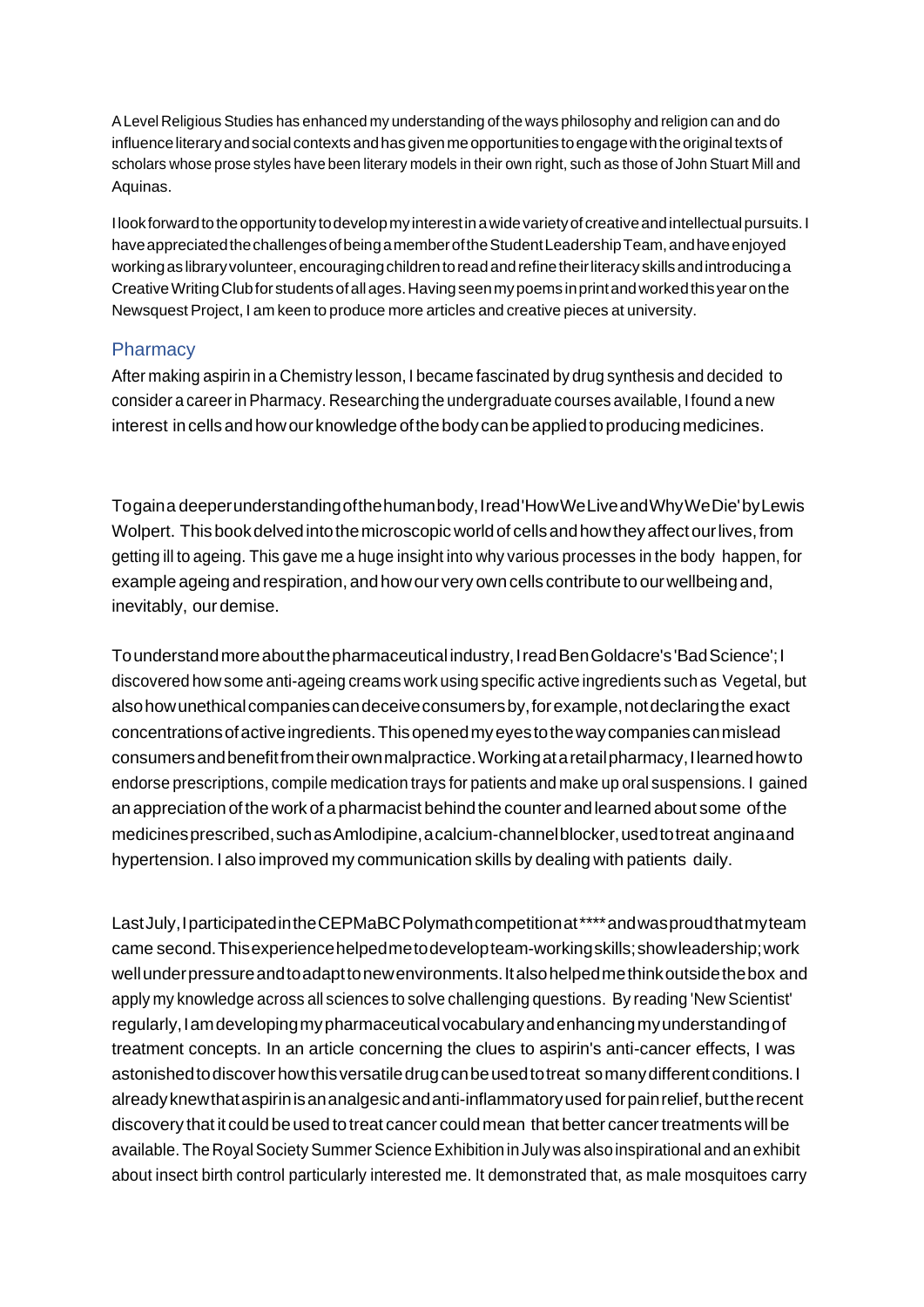A Level Religious Studies has enhanced my understanding of the ways philosophy and religion can and do influence literary and social contexts and has given me opportunities to engage with the original texts of scholars whose prose styles have been literary models in their own right, such as those of John Stuart Mill and Aquinas.

I look forward to the opportunity to develop my interest in a wide variety of creative and intellectual pursuits. I have appreciated the challenges of being a member of the Student Leadership Team, and have enjoyed working as library volunteer, encouraging children to read and refine their literacy skills and introducing a Creative Writing Club for students of all ages. Having seen my poems in print and worked this year on the Newsquest Project, I am keen to produce more articles and creative pieces at university.

## Pharmacy

After making aspirin in a Chemistry lesson, I became fascinated by drug synthesis and decided to consider a career in Pharmacy. Researching the undergraduate courses available, I found a new interest in cells and how our knowledge of the body can be applied to producing medicines.

To gain a deeper understanding of the human body, I read 'How We Live and Why We Die' by Lewis Wolpert. This book delved into the microscopic world of cells and how they affect our lives, from getting ill to ageing. This gave me a huge insight into why various processes in the body happen, for example ageing and respiration, and how our very own cells contribute to our wellbeing and, inevitably, our demise.

To understand more about the pharmaceutical industry, I read Ben Goldacre's 'Bad Science'; I discovered how some anti-ageing creams work using specific active ingredients such as Vegetal, but also how unethical companies can deceive consumers by, for example, not declaring the exact concentrations of active ingredients. This opened my eyes to the way companies can mislead consumers and benefit from their own malpractice. Working at a retail pharmacy, I learned how to endorse prescriptions, compile medication trays for patients and make up oral suspensions. I gained an appreciation of the work of a pharmacist behind the counter and learned about some of the medicines prescribed, such as Amlodipine, a calcium-channel blocker, used to treat angina and hypertension. I also improved my communication skills by dealing with patients daily.

Last July, I participated in the CEPMaBC Polymath competition at **** and was proud that my team came second. This experience helped me to develop team-working skills; show leadership; work well under pressure and to adapt to new environments. It also helped me think outside the box and apply my knowledge across all sciences to solve challenging questions. By reading 'New Scientist' regularly, I am developing my pharmaceutical vocabulary and enhancing my understanding of treatment concepts. In an article concerning the clues to aspirin's anti-cancer effects, I was astonished to discover how this versatile drug can be used to treat so many different conditions. I already knew that aspirin is an analgesic and anti-inflammatory used for pain relief, but the recent discovery that it could be used to treat cancer could mean that better cancer treatments will be available. The Royal Society Summer Science Exhibition in July was also inspirational and an exhibit about insect birth control particularly interested me. It demonstrated that, as male mosquitoes carry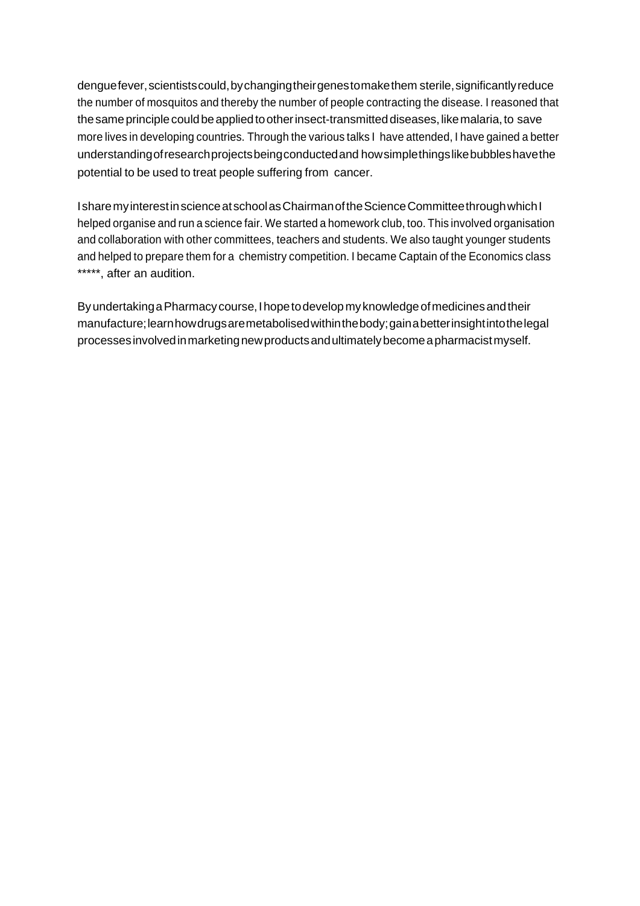dengue fever, scientists could, by changing their genes to make them sterile, significantly reduce the number of mosquitos and thereby the number of people contracting the disease. I reasoned that the same principle could be applied to other insect-transmitted diseases, like malaria, to save more lives in developing countries. Through the various talks I have attended, I have gained a better understanding of research projects being conducted and how simple things like bubbles have the potential to be used to treat people suffering from cancer.

I share my interest in science at school as Chairman of the Science Committee through which I helped organise and run a science fair. We started a homework club, too. This involved organisation and collaboration with other committees, teachers and students. We also taught younger students and helped to prepare them for a chemistry competition. I became Captain of the Economics class *****, after an audition.

By undertaking a Pharmacy course, I hope to develop my knowledge of medicines and their manufacture; learn how drugs are metabolised within the body; gain a better insight into the legal processes involved in marketing new products and ultimately become a pharmacist myself.